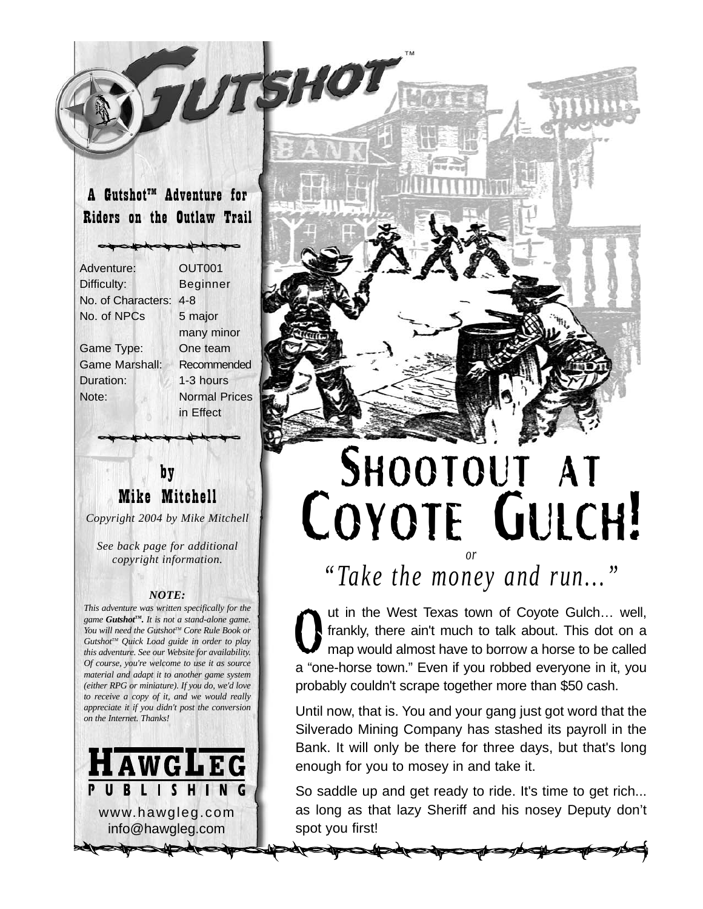# GUTSHOT™

**A Gutshot™ Adventure for Riders on the Outlaw Trail**

| | |
|---|---|
| Adventure: | OUT001 |
| Difficulty: | Beginner |
| No. of Characters: | 4-8 |
| No. of NPCs | 5 major many minor |
| Game Type: | One team |
| Game Marshall: | Recommended |
| Duration: | 1-3 hours |
| Note: | Normal Prices in Effect |

**by Mike Mitchell**

*Copyright 2004 by Mike Mitchell*

*See back page for additional copyright information.*

***NOTE:***

*This adventure was written specifically for the game **Gutshot™**. It is not a stand-alone game. You will need the Gutshot™ Core Rule Book or Gutshot™ Quick Load guide in order to play this adventure. See our Website for availability. Of course, you're welcome to use it as source material and adapt it to another game system (either RPG or miniature). If you do, we'd love to receive a copy of it, and we would really appreciate it if you didn't post the conversion on the Internet. Thanks!*

**HAWGLEG PUBLISHING**

www.hawgleg.com
info@hawgleg.com

# SHOOTOUT AT COYOTE GULCH!

*or*

## *"Take the money and run..."*

Out in the West Texas town of Coyote Gulch… well, frankly, there ain't much to talk about. This dot on a map would almost have to borrow a horse to be called a "one-horse town." Even if you robbed everyone in it, you probably couldn't scrape together more than $50 cash.

Until now, that is. You and your gang just got word that the Silverado Mining Company has stashed its payroll in the Bank. It will only be there for three days, but that's long enough for you to mosey in and take it.

So saddle up and get ready to ride. It's time to get rich... as long as that lazy Sheriff and his nosey Deputy don't spot you first!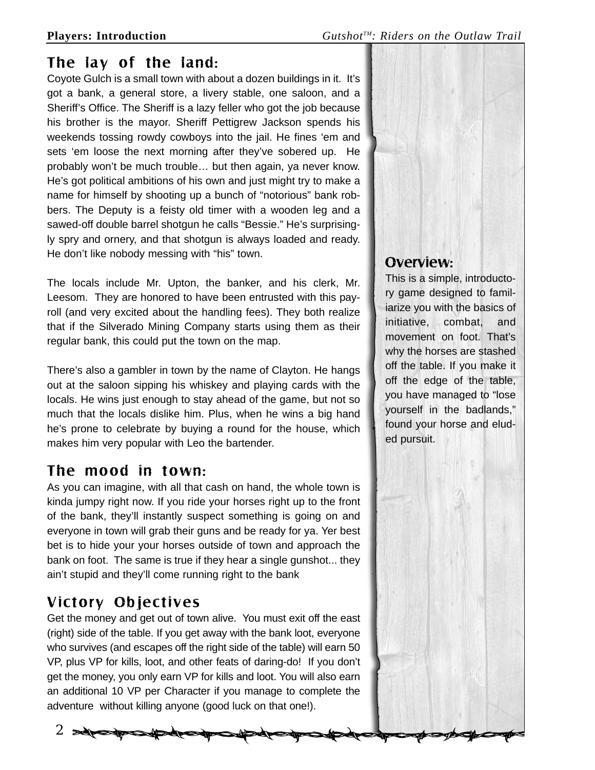## The lay of the land:

Coyote Gulch is a small town with about a dozen buildings in it. It's got a bank, a general store, a livery stable, one saloon, and a Sheriff's Office. The Sheriff is a lazy feller who got the job because his brother is the mayor. Sheriff Pettigrew Jackson spends his weekends tossing rowdy cowboys into the jail. He fines 'em and sets 'em loose the next morning after they've sobered up. He probably won't be much trouble… but then again, ya never know. He's got political ambitions of his own and just might try to make a name for himself by shooting up a bunch of "notorious" bank robbers. The Deputy is a feisty old timer with a wooden leg and a sawed-off double barrel shotgun he calls "Bessie." He's surprisingly spry and ornery, and that shotgun is always loaded and ready. He don't like nobody messing with "his" town.

The locals include Mr. Upton, the banker, and his clerk, Mr. Leesom. They are honored to have been entrusted with this payroll (and very excited about the handling fees). They both realize that if the Silverado Mining Company starts using them as their regular bank, this could put the town on the map.

There's also a gambler in town by the name of Clayton. He hangs out at the saloon sipping his whiskey and playing cards with the locals. He wins just enough to stay ahead of the game, but not so much that the locals dislike him. Plus, when he wins a big hand he's prone to celebrate by buying a round for the house, which makes him very popular with Leo the bartender.

## The mood in town:

As you can imagine, with all that cash on hand, the whole town is kinda jumpy right now. If you ride your horses right up to the front of the bank, they'll instantly suspect something is going on and everyone in town will grab their guns and be ready for ya. Yer best bet is to hide your your horses outside of town and approach the bank on foot. The same is true if they hear a single gunshot... they ain't stupid and they'll come running right to the bank

## Victory Objectives

Get the money and get out of town alive. You must exit off the east (right) side of the table. If you get away with the bank loot, everyone who survives (and escapes off the right side of the table) will earn 50 VP, plus VP for kills, loot, and other feats of daring-do! If you don't get the money, you only earn VP for kills and loot. You will also earn an additional 10 VP per Character if you manage to complete the adventure without killing anyone (good luck on that one!).

## Overview:

This is a simple, introductory game designed to familiarize you with the basics of initiative, combat, and movement on foot. That's why the horses are stashed off the table. If you make it off the edge of the table, you have managed to "lose yourself in the badlands," found your horse and eluded pursuit.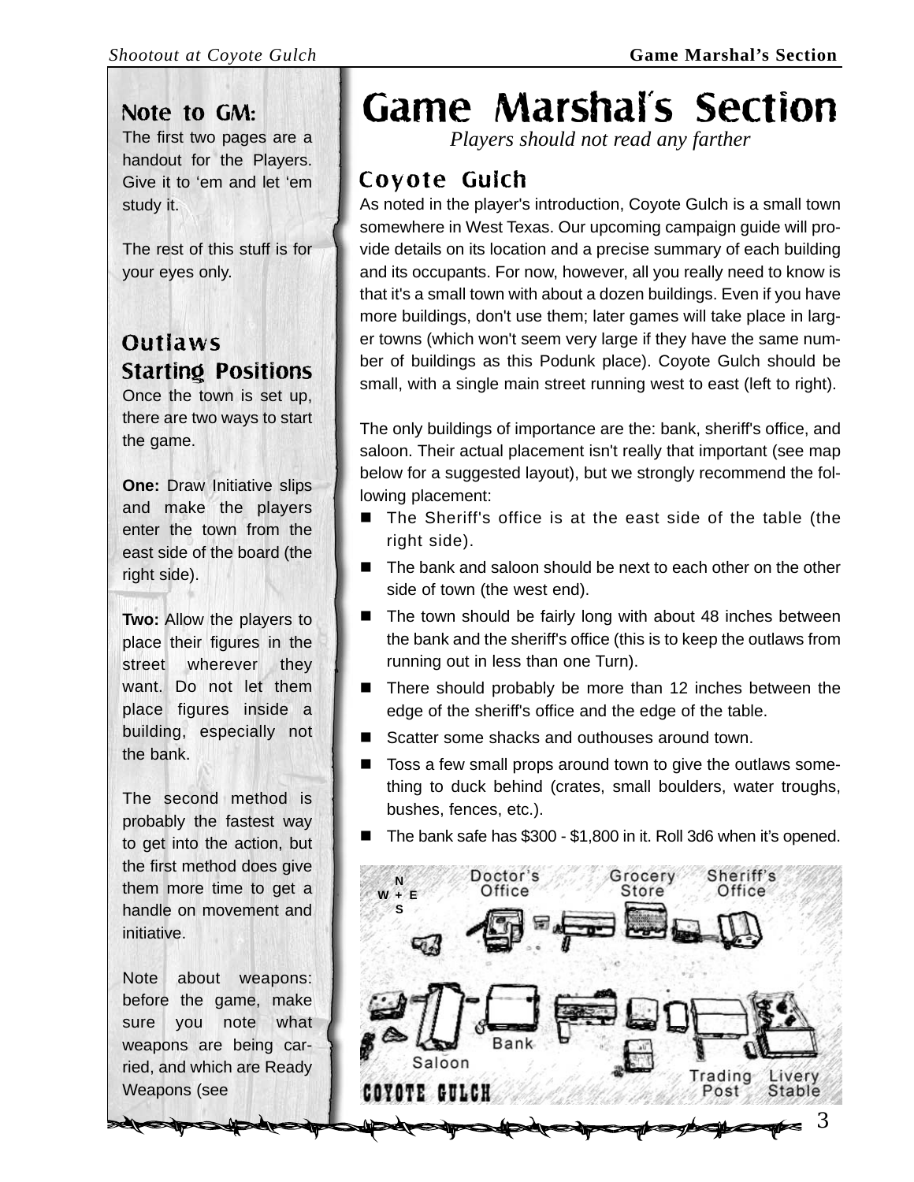# Game Marshal's Section

*Players should not read any farther*

## Coyote Gulch

As noted in the player's introduction, Coyote Gulch is a small town somewhere in West Texas. Our upcoming campaign guide will provide details on its location and a precise summary of each building and its occupants. For now, however, all you really need to know is that it's a small town with about a dozen buildings. Even if you have more buildings, don't use them; later games will take place in larger towns (which won't seem very large if they have the same number of buildings as this Podunk place). Coyote Gulch should be small, with a single main street running west to east (left to right).

The only buildings of importance are the: bank, sheriff's office, and saloon. Their actual placement isn't really that important (see map below for a suggested layout), but we strongly recommend the following placement:

- The Sheriff's office is at the east side of the table (the right side).
- The bank and saloon should be next to each other on the other side of town (the west end).
- The town should be fairly long with about 48 inches between the bank and the sheriff's office (this is to keep the outlaws from running out in less than one Turn).
- There should probably be more than 12 inches between the edge of the sheriff's office and the edge of the table.
- Scatter some shacks and outhouses around town.
- Toss a few small props around town to give the outlaws something to duck behind (crates, small boulders, water troughs, bushes, fences, etc.).
- The bank safe has $300 - $1,800 in it. Roll 3d6 when it's opened.

N W + E S — Doctor's Office, Grocery Store, Sheriff's Office, Saloon, Bank, Trading Post, Livery Stable — COYOTE GULCH

## Note to GM:

The first two pages are a handout for the Players. Give it to 'em and let 'em study it.

The rest of this stuff is for your eyes only.

## Outlaws Starting Positions

Once the town is set up, there are two ways to start the game.

**One:** Draw Initiative slips and make the players enter the town from the east side of the board (the right side).

**Two:** Allow the players to place their figures in the street wherever they want. Do not let them place figures inside a building, especially not the bank.

The second method is probably the fastest way to get into the action, but the first method does give them more time to get a handle on movement and initiative.

Note about weapons: before the game, make sure you note what weapons are being carried, and which are Ready Weapons (see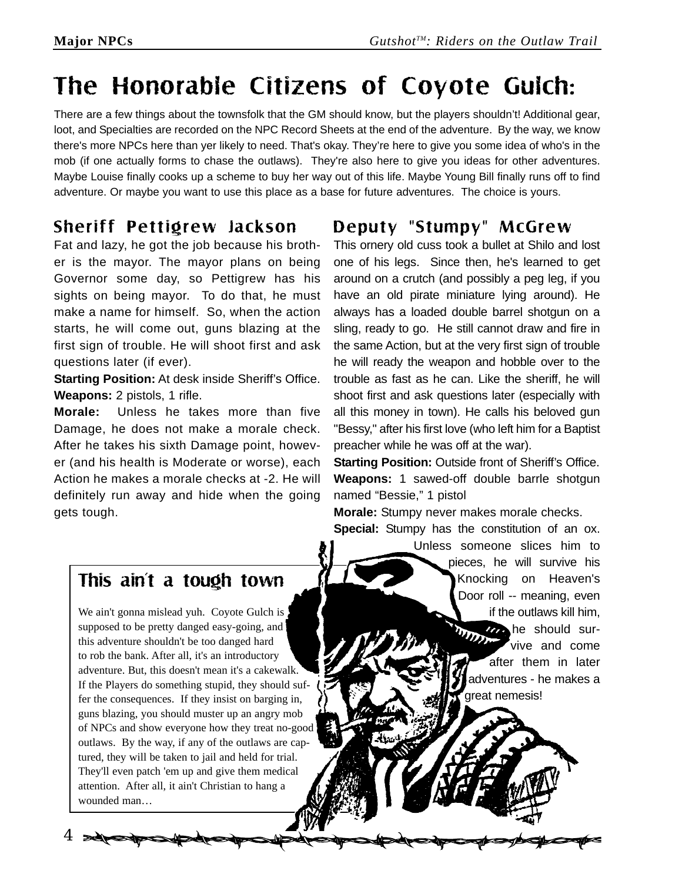# The Honorable Citizens of Coyote Gulch:

There are a few things about the townsfolk that the GM should know, but the players shouldn't! Additional gear, loot, and Specialties are recorded on the NPC Record Sheets at the end of the adventure. By the way, we know there's more NPCs here than yer likely to need. That's okay. They're here to give you some idea of who's in the mob (if one actually forms to chase the outlaws). They're also here to give you ideas for other adventures. Maybe Louise finally cooks up a scheme to buy her way out of this life. Maybe Young Bill finally runs off to find adventure. Or maybe you want to use this place as a base for future adventures. The choice is yours.

## Sheriff Pettigrew Jackson

Fat and lazy, he got the job because his brother is the mayor. The mayor plans on being Governor some day, so Pettigrew has his sights on being mayor. To do that, he must make a name for himself. So, when the action starts, he will come out, guns blazing at the first sign of trouble. He will shoot first and ask questions later (if ever).

**Starting Position:** At desk inside Sheriff's Office.

**Weapons:** 2 pistols, 1 rifle.

**Morale:** Unless he takes more than five Damage, he does not make a morale check. After he takes his sixth Damage point, however (and his health is Moderate or worse), each Action he makes a morale checks at -2. He will definitely run away and hide when the going gets tough.

## Deputy "Stumpy" McGrew

This ornery old cuss took a bullet at Shilo and lost one of his legs. Since then, he's learned to get around on a crutch (and possibly a peg leg, if you have an old pirate miniature lying around). He always has a loaded double barrel shotgun on a sling, ready to go. He still cannot draw and fire in the same Action, but at the very first sign of trouble he will ready the weapon and hobble over to the trouble as fast as he can. Like the sheriff, he will shoot first and ask questions later (especially with all this money in town). He calls his beloved gun "Bessy," after his first love (who left him for a Baptist preacher while he was off at the war).

**Starting Position:** Outside front of Sheriff's Office.

**Weapons:** 1 sawed-off double barrle shotgun named "Bessie," 1 pistol

**Morale:** Stumpy never makes morale checks.

**Special:** Stumpy has the constitution of an ox. Unless someone slices him to pieces, he will survive his Knocking on Heaven's Door roll -- meaning, even if the outlaws kill him, he should survive and come after them in later adventures - he makes a great nemesis!

### This ain't a tough town

We ain't gonna mislead yuh. Coyote Gulch is supposed to be pretty danged easy-going, and this adventure shouldn't be too danged hard to rob the bank. After all, it's an introductory adventure. But, this doesn't mean it's a cakewalk. If the Players do something stupid, they should suffer the consequences. If they insist on barging in, guns blazing, you should muster up an angry mob of NPCs and show everyone how they treat no-good outlaws. By the way, if any of the outlaws are captured, they will be taken to jail and held for trial. They'll even patch 'em up and give them medical attention. After all, it ain't Christian to hang a wounded man…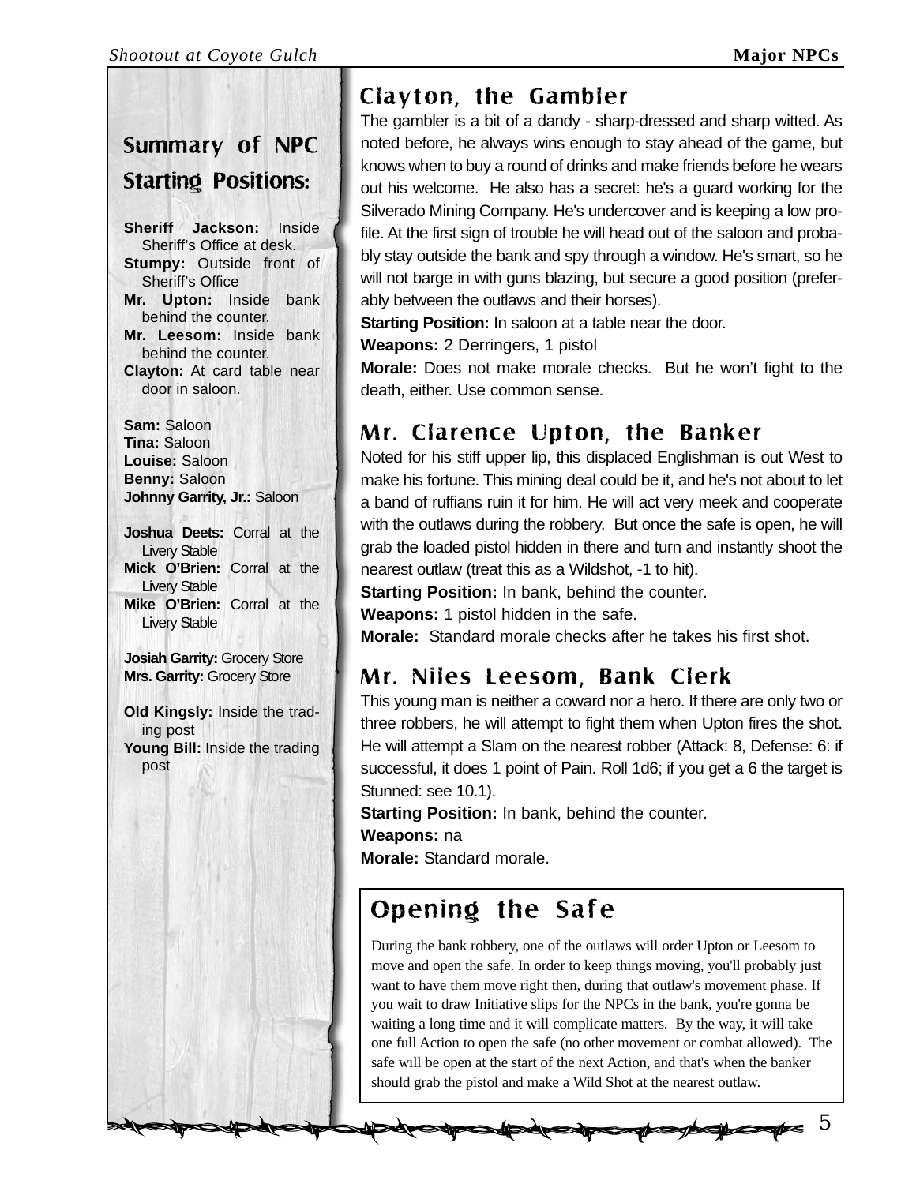## Summary of NPC Starting Positions:

**Sheriff Jackson:** Inside Sheriff's Office at desk.
**Stumpy:** Outside front of Sheriff's Office
**Mr. Upton:** Inside bank behind the counter.
**Mr. Leesom:** Inside bank behind the counter.
**Clayton:** At card table near door in saloon.

**Sam:** Saloon
**Tina:** Saloon
**Louise:** Saloon
**Benny:** Saloon
**Johnny Garrity, Jr.:** Saloon

**Joshua Deets:** Corral at the Livery Stable
**Mick O'Brien:** Corral at the Livery Stable
**Mike O'Brien:** Corral at the Livery Stable

**Josiah Garrity:** Grocery Store
**Mrs. Garrity:** Grocery Store

**Old Kingsly:** Inside the trading post
**Young Bill:** Inside the trading post

## Clayton, the Gambler

The gambler is a bit of a dandy - sharp-dressed and sharp witted. As noted before, he always wins enough to stay ahead of the game, but knows when to buy a round of drinks and make friends before he wears out his welcome. He also has a secret: he's a guard working for the Silverado Mining Company. He's undercover and is keeping a low profile. At the first sign of trouble he will head out of the saloon and probably stay outside the bank and spy through a window. He's smart, so he will not barge in with guns blazing, but secure a good position (preferably between the outlaws and their horses).

**Starting Position:** In saloon at a table near the door.

**Weapons:** 2 Derringers, 1 pistol

**Morale:** Does not make morale checks. But he won't fight to the death, either. Use common sense.

## Mr. Clarence Upton, the Banker

Noted for his stiff upper lip, this displaced Englishman is out West to make his fortune. This mining deal could be it, and he's not about to let a band of ruffians ruin it for him. He will act very meek and cooperate with the outlaws during the robbery. But once the safe is open, he will grab the loaded pistol hidden in there and turn and instantly shoot the nearest outlaw (treat this as a Wildshot, -1 to hit).

**Starting Position:** In bank, behind the counter.

**Weapons:** 1 pistol hidden in the safe.

**Morale:** Standard morale checks after he takes his first shot.

## Mr. Niles Leesom, Bank Clerk

This young man is neither a coward nor a hero. If there are only two or three robbers, he will attempt to fight them when Upton fires the shot. He will attempt a Slam on the nearest robber (Attack: 8, Defense: 6: if successful, it does 1 point of Pain. Roll 1d6; if you get a 6 the target is Stunned: see 10.1).

**Starting Position:** In bank, behind the counter.

**Weapons:** na

**Morale:** Standard morale.

## Opening the Safe

During the bank robbery, one of the outlaws will order Upton or Leesom to move and open the safe. In order to keep things moving, you'll probably just want to have them move right then, during that outlaw's movement phase. If you wait to draw Initiative slips for the NPCs in the bank, you're gonna be waiting a long time and it will complicate matters. By the way, it will take one full Action to open the safe (no other movement or combat allowed). The safe will be open at the start of the next Action, and that's when the banker should grab the pistol and make a Wild Shot at the nearest outlaw.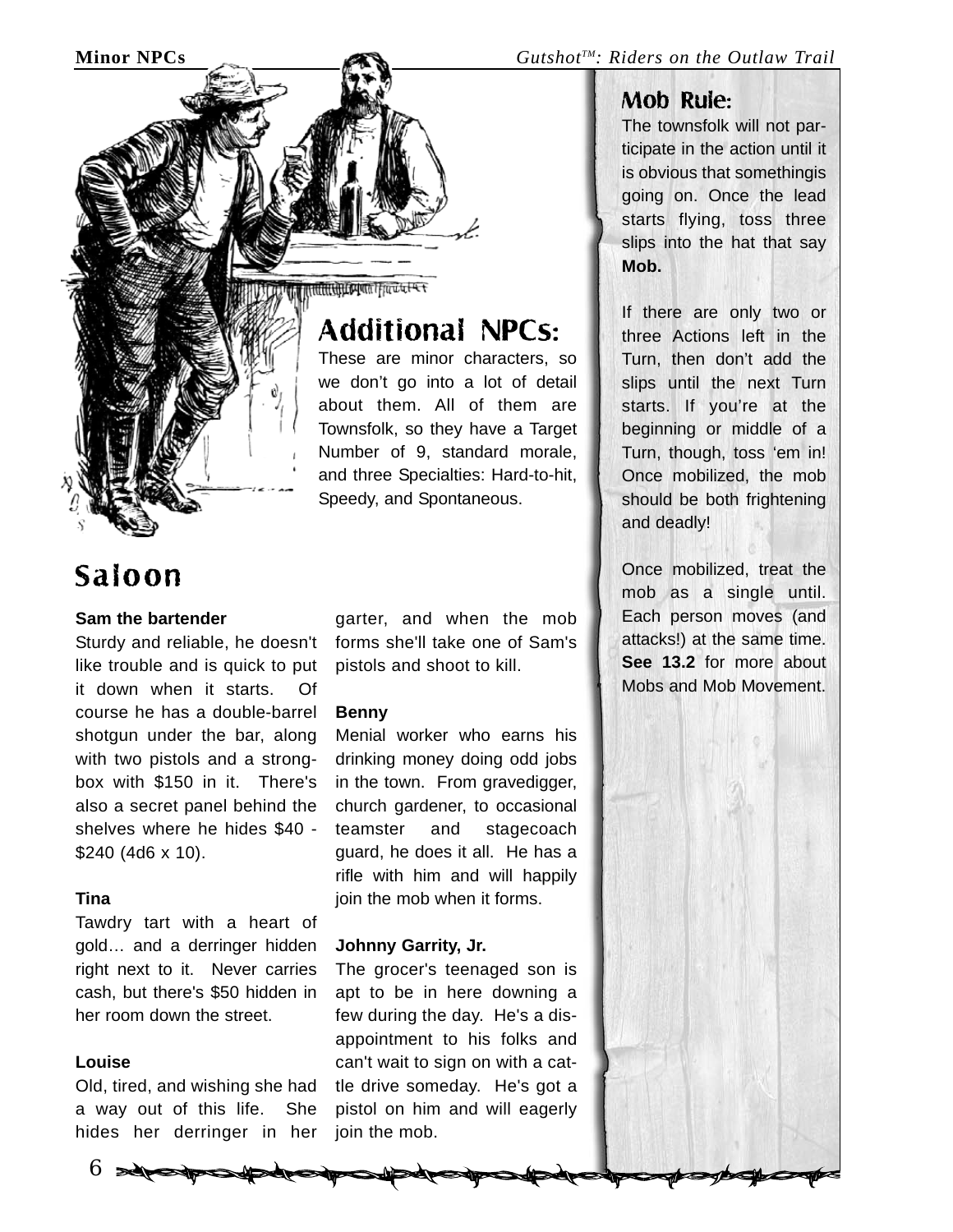## Additional NPCs:

These are minor characters, so we don't go into a lot of detail about them. All of them are Townsfolk, so they have a Target Number of 9, standard morale, and three Specialties: Hard-to-hit, Speedy, and Spontaneous.

# Saloon

**Sam the bartender**

Sturdy and reliable, he doesn't like trouble and is quick to put it down when it starts. Of course he has a double-barrel shotgun under the bar, along with two pistols and a strong-box with $150 in it. There's also a secret panel behind the shelves where he hides $40 - $240 (4d6 x 10).

**Tina**

Tawdry tart with a heart of gold… and a derringer hidden right next to it. Never carries cash, but there's $50 hidden in her room down the street.

**Louise**

Old, tired, and wishing she had a way out of this life. She hides her derringer in her garter, and when the mob forms she'll take one of Sam's pistols and shoot to kill.

**Benny**

Menial worker who earns his drinking money doing odd jobs in the town. From gravedigger, church gardener, to occasional teamster and stagecoach guard, he does it all. He has a rifle with him and will happily join the mob when it forms.

**Johnny Garrity, Jr.**

The grocer's teenaged son is apt to be in here downing a few during the day. He's a disappointment to his folks and can't wait to sign on with a cattle drive someday. He's got a pistol on him and will eagerly join the mob.

## Mob Rule:

The townsfolk will not participate in the action until it is obvious that somethingis going on. Once the lead starts flying, toss three slips into the hat that say **Mob.**

If there are only two or three Actions left in the Turn, then don't add the slips until the next Turn starts. If you're at the beginning or middle of a Turn, though, toss 'em in! Once mobilized, the mob should be both frightening and deadly!

Once mobilized, treat the mob as a single until. Each person moves (and attacks!) at the same time. **See 13.2** for more about Mobs and Mob Movement.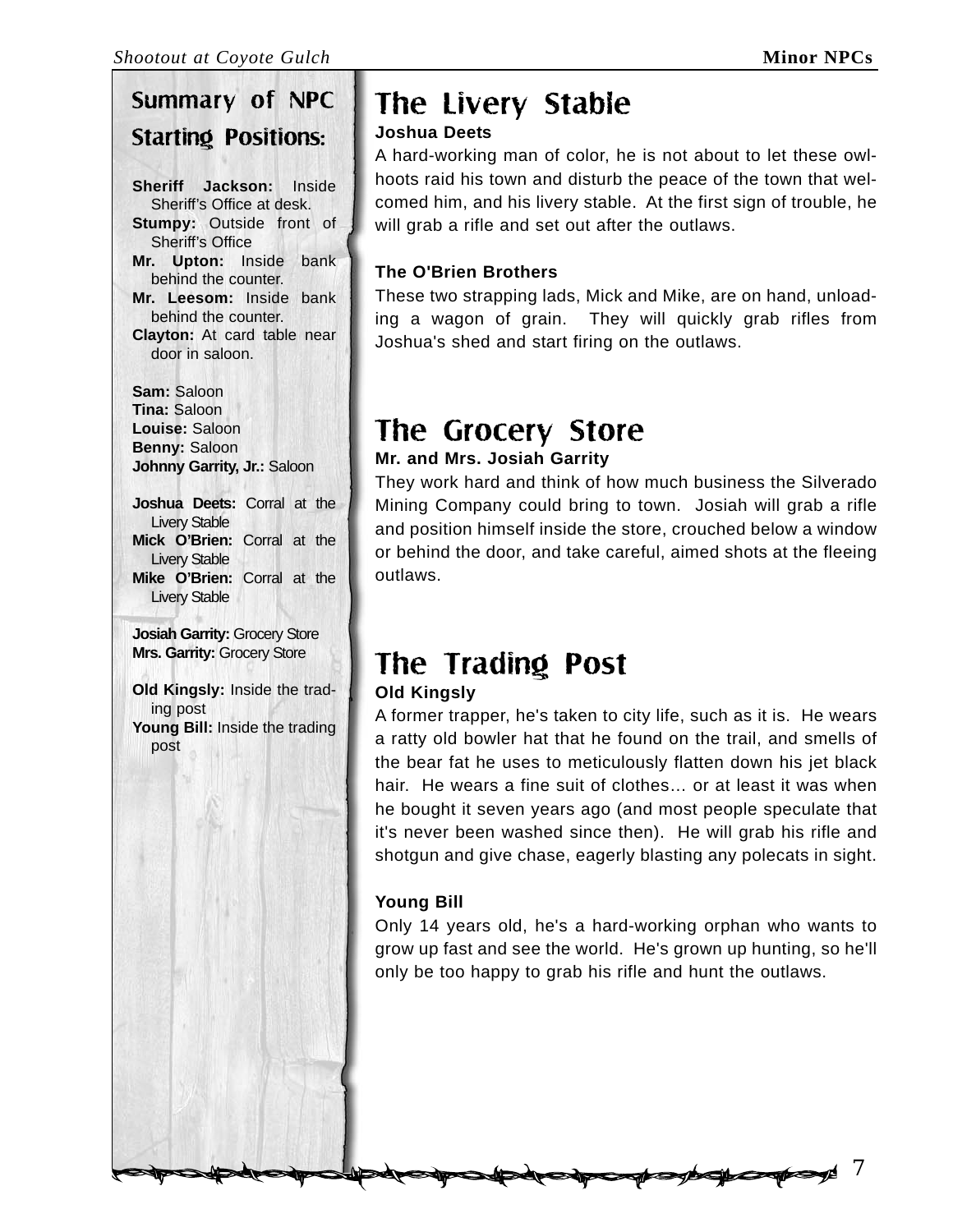## Summary of NPC Starting Positions:

**Sheriff Jackson:** Inside Sheriff's Office at desk.
**Stumpy:** Outside front of Sheriff's Office
**Mr. Upton:** Inside bank behind the counter.
**Mr. Leesom:** Inside bank behind the counter.
**Clayton:** At card table near door in saloon.

**Sam:** Saloon
**Tina:** Saloon
**Louise:** Saloon
**Benny:** Saloon
**Johnny Garrity, Jr.:** Saloon

**Joshua Deets:** Corral at the Livery Stable
**Mick O'Brien:** Corral at the Livery Stable
**Mike O'Brien:** Corral at the Livery Stable

**Josiah Garrity:** Grocery Store
**Mrs. Garrity:** Grocery Store

**Old Kingsly:** Inside the trading post
**Young Bill:** Inside the trading post

# The Livery Stable

**Joshua Deets**

A hard-working man of color, he is not about to let these owlhoots raid his town and disturb the peace of the town that welcomed him, and his livery stable. At the first sign of trouble, he will grab a rifle and set out after the outlaws.

**The O'Brien Brothers**

These two strapping lads, Mick and Mike, are on hand, unloading a wagon of grain. They will quickly grab rifles from Joshua's shed and start firing on the outlaws.

# The Grocery Store

**Mr. and Mrs. Josiah Garrity**

They work hard and think of how much business the Silverado Mining Company could bring to town. Josiah will grab a rifle and position himself inside the store, crouched below a window or behind the door, and take careful, aimed shots at the fleeing outlaws.

# The Trading Post

**Old Kingsly**

A former trapper, he's taken to city life, such as it is. He wears a ratty old bowler hat that he found on the trail, and smells of the bear fat he uses to meticulously flatten down his jet black hair. He wears a fine suit of clothes… or at least it was when he bought it seven years ago (and most people speculate that it's never been washed since then). He will grab his rifle and shotgun and give chase, eagerly blasting any polecats in sight.

**Young Bill**

Only 14 years old, he's a hard-working orphan who wants to grow up fast and see the world. He's grown up hunting, so he'll only be too happy to grab his rifle and hunt the outlaws.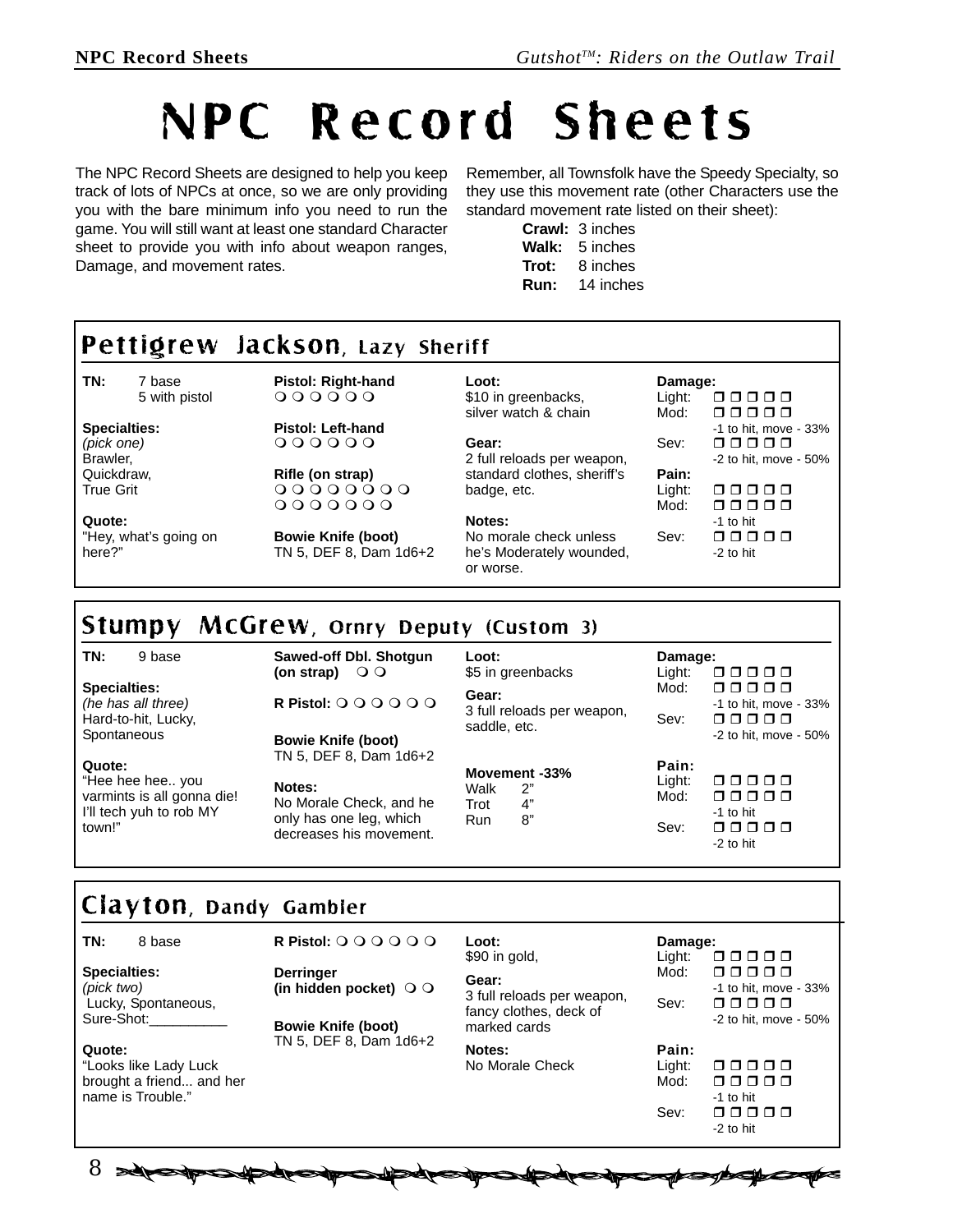# NPC Record Sheets

The NPC Record Sheets are designed to help you keep track of lots of NPCs at once, so we are only providing you with the bare minimum info you need to run the game. You will still want at least one standard Character sheet to provide you with info about weapon ranges, Damage, and movement rates.

Remember, all Townsfolk have the Speedy Specialty, so they use this movement rate (other Characters use the standard movement rate listed on their sheet):

**Crawl:** 3 inches
**Walk:** 5 inches
**Trot:** 8 inches
**Run:** 14 inches

## Pettigrew Jackson, Lazy Sheriff

**TN:** 7 base
5 with pistol

**Specialties:**
*(pick one)*
Brawler,
Quickdraw,
True Grit

**Quote:**
"Hey, what's going on here?"

**Pistol: Right-hand**
❍ ❍ ❍ ❍ ❍ ❍

**Pistol: Left-hand**
❍ ❍ ❍ ❍ ❍ ❍

**Rifle (on strap)**
❍ ❍ ❍ ❍ ❍ ❍ ❍ ❍
❍ ❍ ❍ ❍ ❍ ❍ ❍

**Bowie Knife (boot)**
TN 5, DEF 8, Dam 1d6+2

**Loot:**
$10 in greenbacks, silver watch & chain

**Gear:**
2 full reloads per weapon, standard clothes, sheriff's badge, etc.

**Notes:**
No morale check unless he's Moderately wounded, or worse.

**Damage:**
Light: ❒ ❒ ❒ ❒ ❒
Mod: ❒ ❒ ❒ ❒ ❒
-1 to hit, move - 33%
Sev: ❒ ❒ ❒ ❒ ❒
-2 to hit, move - 50%

**Pain:**
Light: ❒ ❒ ❒ ❒ ❒
Mod: ❒ ❒ ❒ ❒ ❒
-1 to hit
Sev: ❒ ❒ ❒ ❒ ❒
-2 to hit

## Stumpy McGrew, Ornry Deputy (Custom 3)

**TN:** 9 base

**Specialties:**
*(he has all three)*
Hard-to-hit, Lucky, Spontaneous

**Quote:**
"Hee hee hee.. you varmints is all gonna die! I'll tech yuh to rob MY town!"

**Sawed-off Dbl. Shotgun (on strap)** ❍ ❍

**R Pistol:** ❍ ❍ ❍ ❍ ❍ ❍

**Bowie Knife (boot)**
TN 5, DEF 8, Dam 1d6+2

**Notes:**
No Morale Check, and he only has one leg, which decreases his movement.

**Loot:**
$5 in greenbacks

**Gear:**
3 full reloads per weapon, saddle, etc.

**Movement -33%**
Walk 2"
Trot 4"
Run 8"

**Damage:**
Light: ❒ ❒ ❒ ❒ ❒
Mod: ❒ ❒ ❒ ❒ ❒
-1 to hit, move - 33%
Sev: ❒ ❒ ❒ ❒ ❒
-2 to hit, move - 50%

**Pain:**
Light: ❒ ❒ ❒ ❒ ❒
Mod: ❒ ❒ ❒ ❒ ❒
-1 to hit
Sev: ❒ ❒ ❒ ❒ ❒
-2 to hit

## Clayton, Dandy Gambler

**TN:** 8 base

**Specialties:**
*(pick two)*
Lucky, Spontaneous, Sure-Shot:__________

**Quote:**
"Looks like Lady Luck brought a friend... and her name is Trouble."

**R Pistol:** ❍ ❍ ❍ ❍ ❍ ❍

**Derringer (in hidden pocket)** ❍ ❍

**Bowie Knife (boot)**
TN 5, DEF 8, Dam 1d6+2

**Loot:**
$90 in gold,

**Gear:**
3 full reloads per weapon, fancy clothes, deck of marked cards

**Notes:**
No Morale Check

**Damage:**
Light: ❒ ❒ ❒ ❒ ❒
Mod: ❒ ❒ ❒ ❒ ❒
-1 to hit, move - 33%
Sev: ❒ ❒ ❒ ❒ ❒
-2 to hit, move - 50%

**Pain:**
Light: ❒ ❒ ❒ ❒ ❒
Mod: ❒ ❒ ❒ ❒ ❒
-1 to hit
Sev: ❒ ❒ ❒ ❒ ❒
-2 to hit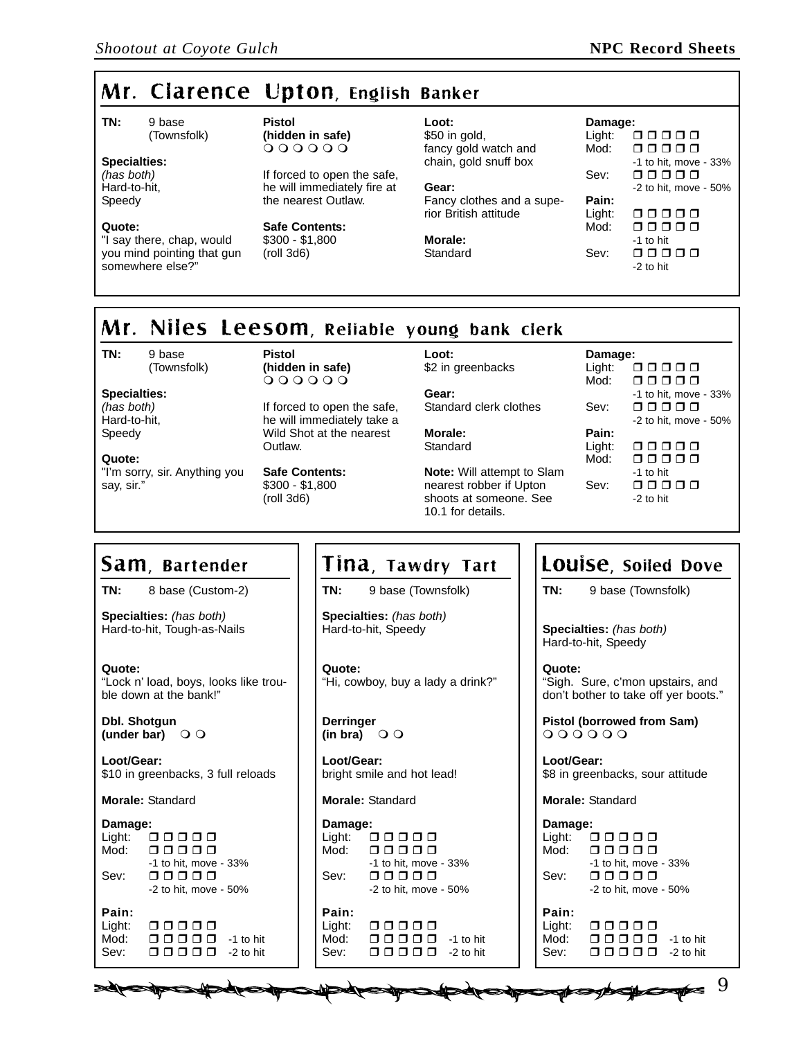## Mr. Clarence Upton, English Banker

**TN:** 9 base (Townsfolk)

**Specialties:**
*(has both)*
Hard-to-hit,
Speedy

**Quote:**
"I say there, chap, would you mind pointing that gun somewhere else?"

**Pistol (hidden in safe)**
❍ ❍ ❍ ❍ ❍ ❍

If forced to open the safe, he will immediately fire at the nearest Outlaw.

**Safe Contents:**
$300 - $1,800
(roll 3d6)

**Loot:**
$50 in gold, fancy gold watch and chain, gold snuff box

**Gear:**
Fancy clothes and a superior British attitude

**Morale:**
Standard

**Damage:**
Light: ❐ ❐ ❐ ❐ ❐
Mod: ❐ ❐ ❐ ❐ ❐
-1 to hit, move - 33%
Sev: ❐ ❐ ❐ ❐ ❐
-2 to hit, move - 50%

**Pain:**
Light: ❐ ❐ ❐ ❐ ❐
Mod: ❐ ❐ ❐ ❐ ❐
-1 to hit
Sev: ❐ ❐ ❐ ❐ ❐
-2 to hit

## Mr. Niles Leesom, Reliable young bank clerk

**TN:** 9 base (Townsfolk)

**Specialties:**
*(has both)*
Hard-to-hit,
Speedy

**Quote:**
"I'm sorry, sir. Anything you say, sir."

**Pistol (hidden in safe)**
❍ ❍ ❍ ❍ ❍ ❍

If forced to open the safe, he will immediately take a Wild Shot at the nearest Outlaw.

**Safe Contents:**
$300 - $1,800
(roll 3d6)

**Loot:**
$2 in greenbacks

**Gear:**
Standard clerk clothes

**Morale:**
Standard

**Note:** Will attempt to Slam nearest robber if Upton shoots at someone. See 10.1 for details.

**Damage:**
Light: ❐ ❐ ❐ ❐ ❐
Mod: ❐ ❐ ❐ ❐ ❐
-1 to hit, move - 33%
Sev: ❐ ❐ ❐ ❐ ❐
-2 to hit, move - 50%

**Pain:**
Light: ❐ ❐ ❐ ❐ ❐
Mod: ❐ ❐ ❐ ❐ ❐
-1 to hit
Sev: ❐ ❐ ❐ ❐ ❐
-2 to hit

## Sam, Bartender

**TN:** 8 base (Custom-2)

**Specialties:** *(has both)*
Hard-to-hit, Tough-as-Nails

**Quote:**
"Lock n' load, boys, looks like trouble down at the bank!"

**Dbl. Shotgun (under bar)** ❍ ❍

**Loot/Gear:**
$10 in greenbacks, 3 full reloads

**Morale:** Standard

**Damage:**
Light: ❐ ❐ ❐ ❐ ❐
Mod: ❐ ❐ ❐ ❐ ❐
-1 to hit, move - 33%
Sev: ❐ ❐ ❐ ❐ ❐
-2 to hit, move - 50%

**Pain:**
Light: ❐ ❐ ❐ ❐ ❐
Mod: ❐ ❐ ❐ ❐ ❐ -1 to hit
Sev: ❐ ❐ ❐ ❐ ❐ -2 to hit

## Tina, Tawdry Tart

**TN:** 9 base (Townsfolk)

**Specialties:** *(has both)*
Hard-to-hit, Speedy

**Quote:**
"Hi, cowboy, buy a lady a drink?"

**Derringer (in bra)** ❍ ❍

**Loot/Gear:**
bright smile and hot lead!

**Morale:** Standard

**Damage:**
Light: ❐ ❐ ❐ ❐ ❐
Mod: ❐ ❐ ❐ ❐ ❐
-1 to hit, move - 33%
Sev: ❐ ❐ ❐ ❐ ❐
-2 to hit, move - 50%

**Pain:**
Light: ❐ ❐ ❐ ❐ ❐
Mod: ❐ ❐ ❐ ❐ ❐ -1 to hit
Sev: ❐ ❐ ❐ ❐ ❐ -2 to hit

## Louise, Soiled Dove

**TN:** 9 base (Townsfolk)

**Specialties:** *(has both)*
Hard-to-hit, Speedy

**Quote:**
"Sigh. Sure, c'mon upstairs, and don't bother to take off yer boots."

**Pistol (borrowed from Sam)**
❍ ❍ ❍ ❍ ❍ ❍

**Loot/Gear:**
$8 in greenbacks, sour attitude

**Morale:** Standard

**Damage:**
Light: ❐ ❐ ❐ ❐ ❐
Mod: ❐ ❐ ❐ ❐ ❐
-1 to hit, move - 33%
Sev: ❐ ❐ ❐ ❐ ❐
-2 to hit, move - 50%

**Pain:**
Light: ❐ ❐ ❐ ❐ ❐
Mod: ❐ ❐ ❐ ❐ ❐ -1 to hit
Sev: ❐ ❐ ❐ ❐ ❐ -2 to hit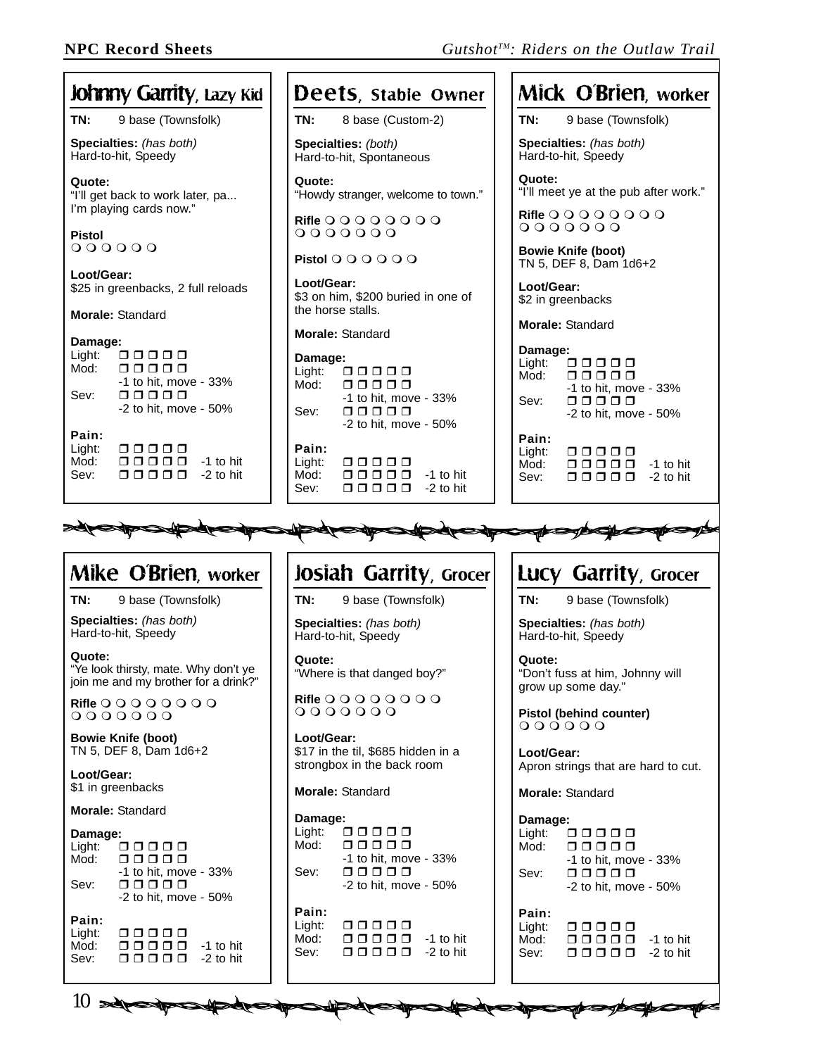## Johnny Garrity, Lazy Kid

**TN:** 9 base (Townsfolk)

**Specialties:** *(has both)*
Hard-to-hit, Speedy

**Quote:**
"I'll get back to work later, pa... I'm playing cards now."

**Pistol**
❍ ❍ ❍ ❍ ❍ ❍

**Loot/Gear:**
$25 in greenbacks, 2 full reloads

**Morale:** Standard

**Damage:**
Light: ❐ ❐ ❐ ❐ ❐
Mod: ❐ ❐ ❐ ❐ ❐
-1 to hit, move - 33%
Sev: ❐ ❐ ❐ ❐ ❐
-2 to hit, move - 50%

**Pain:**
Light: ❐ ❐ ❐ ❐ ❐
Mod: ❐ ❐ ❐ ❐ ❐ -1 to hit
Sev: ❐ ❐ ❐ ❐ ❐ -2 to hit

## Deets, Stable Owner

**TN:** 8 base (Custom-2)

**Specialties:** *(both)*
Hard-to-hit, Spontaneous

**Quote:**
"Howdy stranger, welcome to town."

**Rifle** ❍ ❍ ❍ ❍ ❍ ❍ ❍ ❍ ❍ ❍ ❍ ❍ ❍ ❍ ❍ ❍

**Pistol** ❍ ❍ ❍ ❍ ❍ ❍

**Loot/Gear:**
$3 on him, $200 buried in one of the horse stalls.

**Morale:** Standard

**Damage:**
Light: ❐ ❐ ❐ ❐ ❐
Mod: ❐ ❐ ❐ ❐ ❐
-1 to hit, move - 33%
Sev: ❐ ❐ ❐ ❐ ❐
-2 to hit, move - 50%

**Pain:**
Light: ❐ ❐ ❐ ❐ ❐
Mod: ❐ ❐ ❐ ❐ ❐ -1 to hit
Sev: ❐ ❐ ❐ ❐ ❐ -2 to hit

## Mick O'Brien, worker

**TN:** 9 base (Townsfolk)

**Specialties:** *(has both)*
Hard-to-hit, Speedy

**Quote:**
"I'll meet ye at the pub after work."

**Rifle** ❍ ❍ ❍ ❍ ❍ ❍ ❍ ❍ ❍ ❍ ❍ ❍ ❍ ❍ ❍ ❍

**Bowie Knife (boot)**
TN 5, DEF 8, Dam 1d6+2

**Loot/Gear:**
$2 in greenbacks

**Morale:** Standard

**Damage:**
Light: ❐ ❐ ❐ ❐ ❐
Mod: ❐ ❐ ❐ ❐ ❐
-1 to hit, move - 33%
Sev: ❐ ❐ ❐ ❐ ❐
-2 to hit, move - 50%

**Pain:**
Light: ❐ ❐ ❐ ❐ ❐
Mod: ❐ ❐ ❐ ❐ ❐ -1 to hit
Sev: ❐ ❐ ❐ ❐ ❐ -2 to hit

## Mike O'Brien, worker

**TN:** 9 base (Townsfolk)

**Specialties:** *(has both)*
Hard-to-hit, Speedy

**Quote:**
"Ye look thirsty, mate. Why don't ye join me and my brother for a drink?"

**Rifle** ❍ ❍ ❍ ❍ ❍ ❍ ❍ ❍ ❍ ❍ ❍ ❍ ❍ ❍ ❍ ❍

**Bowie Knife (boot)**
TN 5, DEF 8, Dam 1d6+2

**Loot/Gear:**
$1 in greenbacks

**Morale:** Standard

**Damage:**
Light: ❐ ❐ ❐ ❐ ❐
Mod: ❐ ❐ ❐ ❐ ❐
-1 to hit, move - 33%
Sev: ❐ ❐ ❐ ❐ ❐
-2 to hit, move - 50%

**Pain:**
Light: ❐ ❐ ❐ ❐ ❐
Mod: ❐ ❐ ❐ ❐ ❐ -1 to hit
Sev: ❐ ❐ ❐ ❐ ❐ -2 to hit

## Josiah Garrity, Grocer

**TN:** 9 base (Townsfolk)

**Specialties:** *(has both)*
Hard-to-hit, Speedy

**Quote:**
"Where is that danged boy?"

**Rifle** ❍ ❍ ❍ ❍ ❍ ❍ ❍ ❍ ❍ ❍ ❍ ❍ ❍ ❍ ❍ ❍

**Loot/Gear:**
$17 in the til, $685 hidden in a strongbox in the back room

**Morale:** Standard

**Damage:**
Light: ❐ ❐ ❐ ❐ ❐
Mod: ❐ ❐ ❐ ❐ ❐
-1 to hit, move - 33%
Sev: ❐ ❐ ❐ ❐ ❐
-2 to hit, move - 50%

**Pain:**
Light: ❐ ❐ ❐ ❐ ❐
Mod: ❐ ❐ ❐ ❐ ❐ -1 to hit
Sev: ❐ ❐ ❐ ❐ ❐ -2 to hit

## Lucy Garrity, Grocer

**TN:** 9 base (Townsfolk)

**Specialties:** *(has both)*
Hard-to-hit, Speedy

**Quote:**
"Don't fuss at him, Johnny will grow up some day."

**Pistol (behind counter)**
❍ ❍ ❍ ❍ ❍ ❍

**Loot/Gear:**
Apron strings that are hard to cut.

**Morale:** Standard

**Damage:**
Light: ❐ ❐ ❐ ❐ ❐
Mod: ❐ ❐ ❐ ❐ ❐
-1 to hit, move - 33%
Sev: ❐ ❐ ❐ ❐ ❐
-2 to hit, move - 50%

**Pain:**
Light: ❐ ❐ ❐ ❐ ❐
Mod: ❐ ❐ ❐ ❐ ❐ -1 to hit
Sev: ❐ ❐ ❐ ❐ ❐ -2 to hit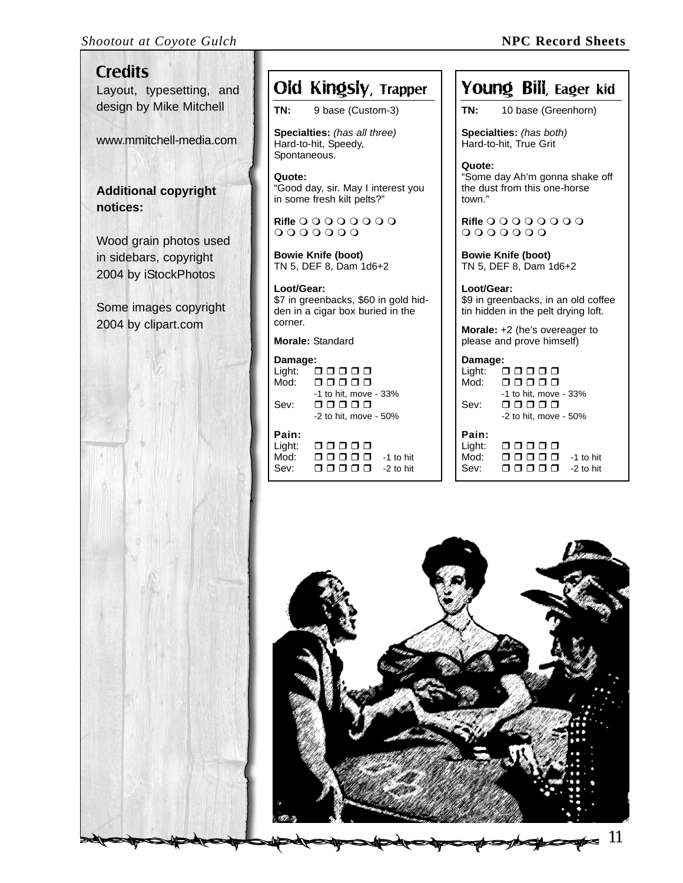## Credits

Layout, typesetting, and design by Mike Mitchell

www.mmitchell-media.com

**Additional copyright notices:**

Wood grain photos used in sidebars, copyright 2004 by iStockPhotos

Some images copyright 2004 by clipart.com

## Old Kingsly, Trapper

**TN:** 9 base (Custom-3)

**Specialties:** *(has all three)*
Hard-to-hit, Speedy, Spontaneous.

**Quote:**
"Good day, sir. May I interest you in some fresh kilt pelts?"

**Rifle** ❍ ❍ ❍ ❍ ❍ ❍ ❍ ❍
❍ ❍ ❍ ❍ ❍ ❍ ❍

**Bowie Knife (boot)**
TN 5, DEF 8, Dam 1d6+2

**Loot/Gear:**
$7 in greenbacks, $60 in gold hidden in a cigar box buried in the corner.

**Morale:** Standard

**Damage:**
Light: ❒ ❒ ❒ ❒ ❒
Mod: ❒ ❒ ❒ ❒ ❒
-1 to hit, move - 33%
Sev: ❒ ❒ ❒ ❒ ❒
-2 to hit, move - 50%

**Pain:**
Light: ❒ ❒ ❒ ❒ ❒
Mod: ❒ ❒ ❒ ❒ ❒ -1 to hit
Sev: ❒ ❒ ❒ ❒ ❒ -2 to hit

## Young Bill, Eager kid

**TN:** 10 base (Greenhorn)

**Specialties:** *(has both)*
Hard-to-hit, True Grit

**Quote:**
"Some day Ah'm gonna shake off the dust from this one-horse town."

**Rifle** ❍ ❍ ❍ ❍ ❍ ❍ ❍ ❍
❍ ❍ ❍ ❍ ❍ ❍ ❍

**Bowie Knife (boot)**
TN 5, DEF 8, Dam 1d6+2

**Loot/Gear:**
$9 in greenbacks, in an old coffee tin hidden in the pelt drying loft.

**Morale:** +2 (he's overeager to please and prove himself)

**Damage:**
Light: ❒ ❒ ❒ ❒ ❒
Mod: ❒ ❒ ❒ ❒ ❒
-1 to hit, move - 33%
Sev: ❒ ❒ ❒ ❒ ❒
-2 to hit, move - 50%

**Pain:**
Light: ❒ ❒ ❒ ❒ ❒
Mod: ❒ ❒ ❒ ❒ ❒ -1 to hit
Sev: ❒ ❒ ❒ ❒ ❒ -2 to hit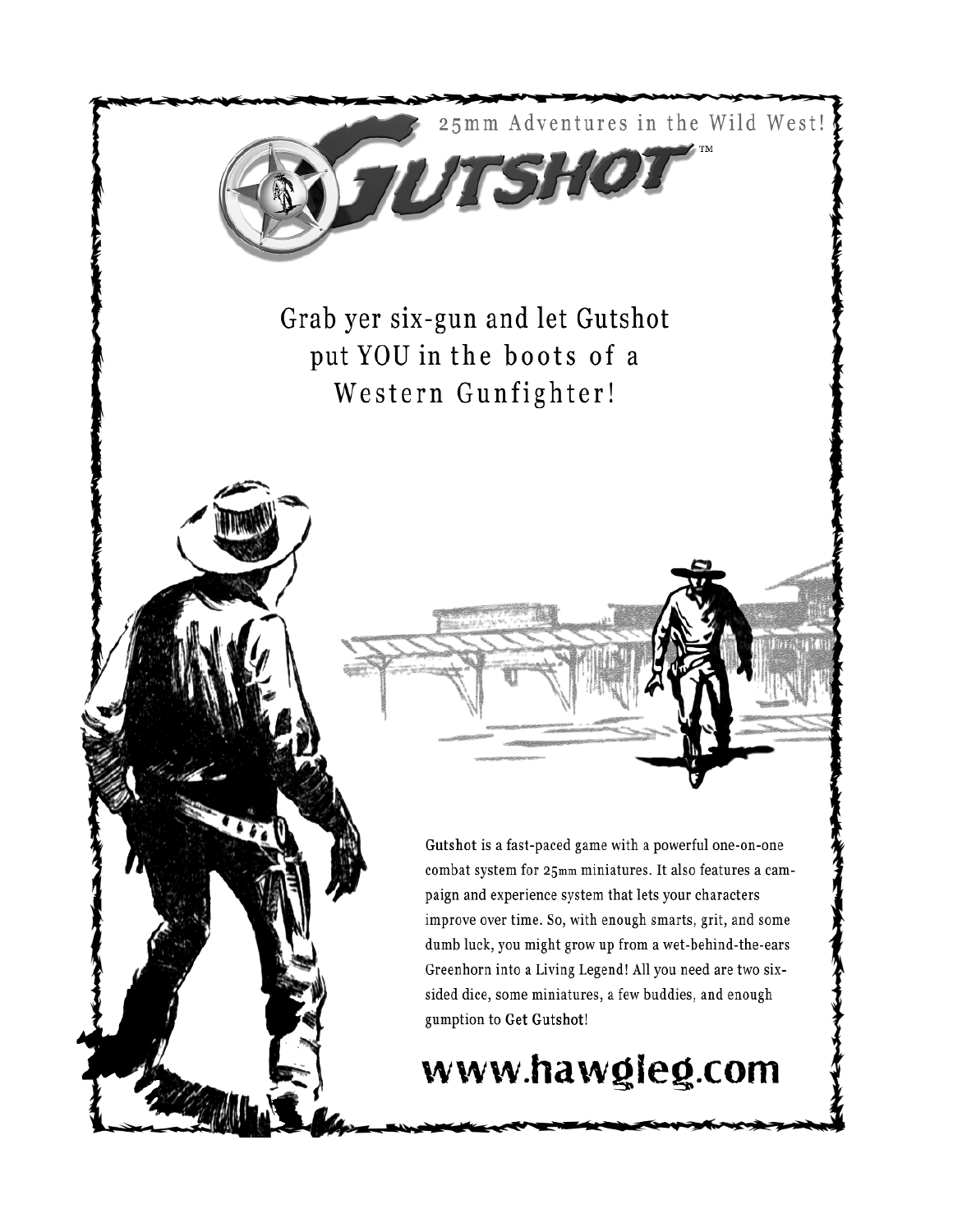25mm Adventures in the Wild West!

# Gutshot™

## Grab yer six-gun and let Gutshot put YOU in the boots of a Western Gunfighter!

**Gutshot** is a fast-paced game with a powerful one-on-one combat system for 25mm miniatures. It also features a campaign and experience system that lets your characters improve over time. So, with enough smarts, grit, and some dumb luck, you might grow up from a wet-behind-the-ears Greenhorn into a Living Legend! All you need are two six-sided dice, some miniatures, a few buddies, and enough gumption to **Get Gutshot**!

**www.hawgleg.com**